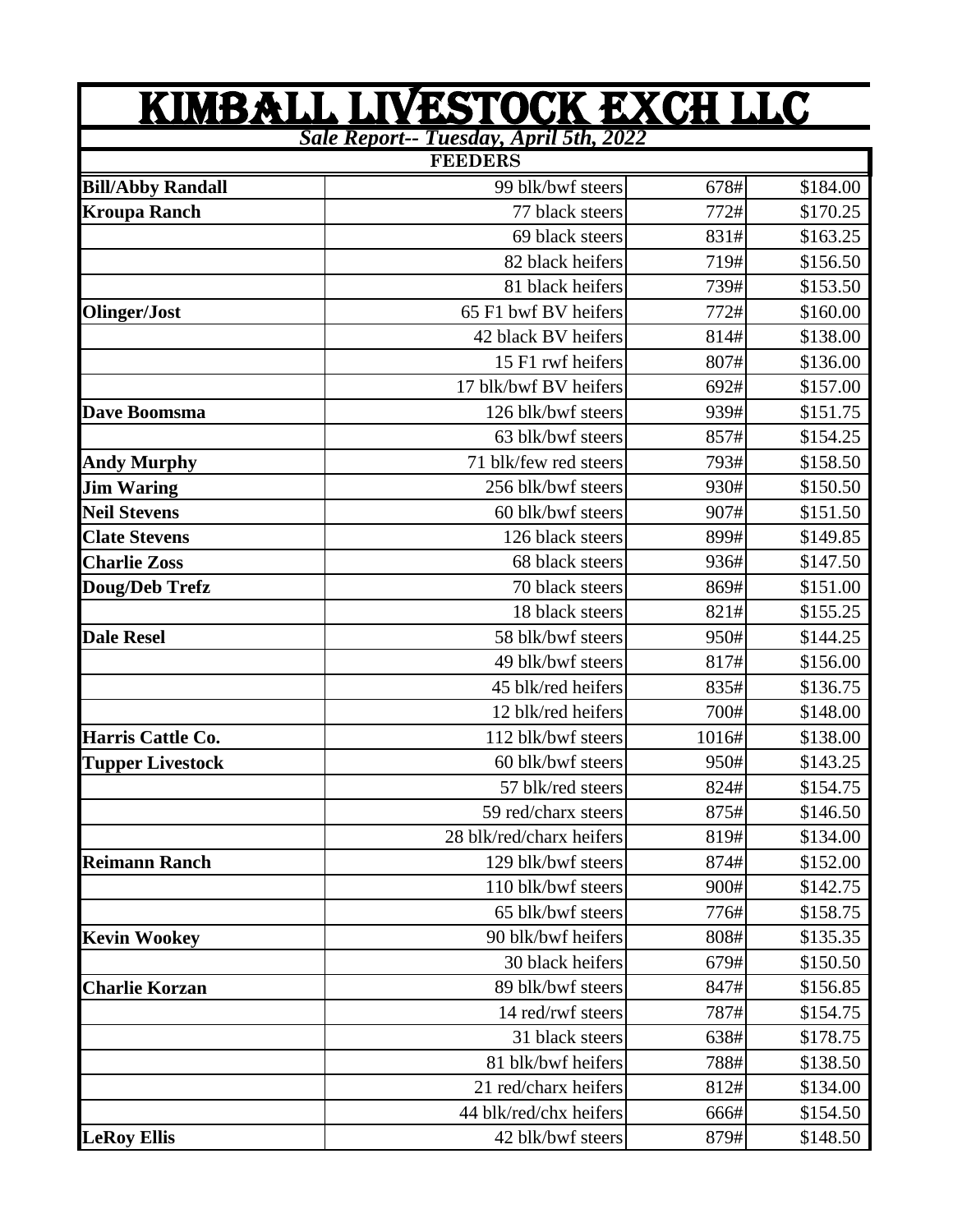# KIMBALL LIVESTOCK EXCH LLC

***Sale Report-- Tuesday, April 5th, 2022***

| FEEDERS | | | |
|---|---|---|---|
| **Bill/Abby Randall** | 99 blk/bwf steers | 678# | $184.00 |
| **Kroupa Ranch** | 77 black steers | 772# | $170.25 |
| | 69 black steers | 831# | $163.25 |
| | 82 black heifers | 719# | $156.50 |
| | 81 black heifers | 739# | $153.50 |
| **Olinger/Jost** | 65 F1 bwf BV heifers | 772# | $160.00 |
| | 42 black BV heifers | 814# | $138.00 |
| | 15 F1 rwf heifers | 807# | $136.00 |
| | 17 blk/bwf BV heifers | 692# | $157.00 |
| **Dave Boomsma** | 126 blk/bwf steers | 939# | $151.75 |
| | 63 blk/bwf steers | 857# | $154.25 |
| **Andy Murphy** | 71 blk/few red steers | 793# | $158.50 |
| **Jim Waring** | 256 blk/bwf steers | 930# | $150.50 |
| **Neil Stevens** | 60 blk/bwf steers | 907# | $151.50 |
| **Clate Stevens** | 126 black steers | 899# | $149.85 |
| **Charlie Zoss** | 68 black steers | 936# | $147.50 |
| **Doug/Deb Trefz** | 70 black steers | 869# | $151.00 |
| | 18 black steers | 821# | $155.25 |
| **Dale Resel** | 58 blk/bwf steers | 950# | $144.25 |
| | 49 blk/bwf steers | 817# | $156.00 |
| | 45 blk/red heifers | 835# | $136.75 |
| | 12 blk/red heifers | 700# | $148.00 |
| **Harris Cattle Co.** | 112 blk/bwf steers | 1016# | $138.00 |
| **Tupper Livestock** | 60 blk/bwf steers | 950# | $143.25 |
| | 57 blk/red steers | 824# | $154.75 |
| | 59 red/charx steers | 875# | $146.50 |
| | 28 blk/red/charx heifers | 819# | $134.00 |
| **Reimann Ranch** | 129 blk/bwf steers | 874# | $152.00 |
| | 110 blk/bwf steers | 900# | $142.75 |
| | 65 blk/bwf steers | 776# | $158.75 |
| **Kevin Wookey** | 90 blk/bwf heifers | 808# | $135.35 |
| | 30 black heifers | 679# | $150.50 |
| **Charlie Korzan** | 89 blk/bwf steers | 847# | $156.85 |
| | 14 red/rwf steers | 787# | $154.75 |
| | 31 black steers | 638# | $178.75 |
| | 81 blk/bwf heifers | 788# | $138.50 |
| | 21 red/charx heifers | 812# | $134.00 |
| | 44 blk/red/chx heifers | 666# | $154.50 |
| **LeRoy Ellis** | 42 blk/bwf steers | 879# | $148.50 |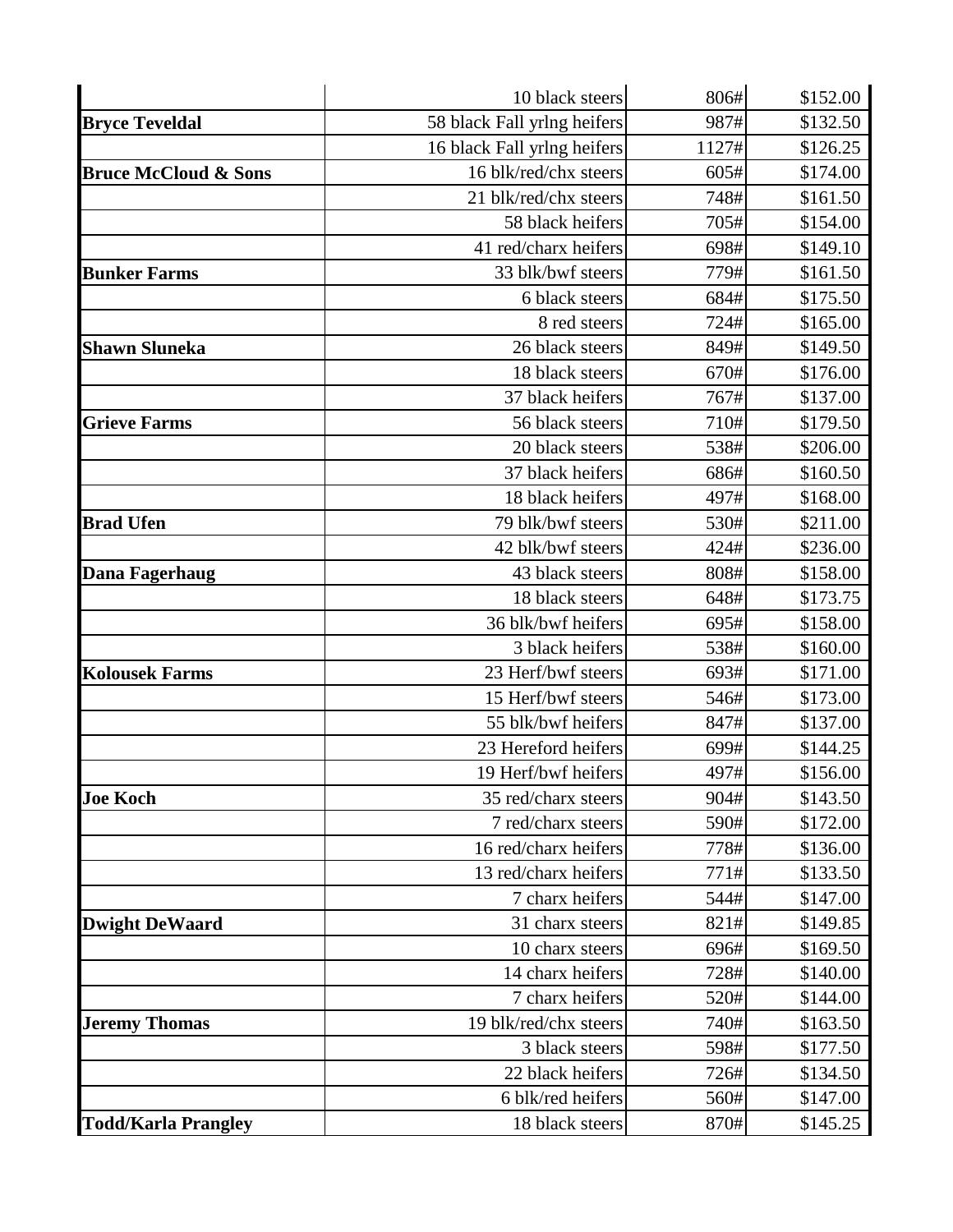| | | | |
|---|---|---|---|
| | 10 black steers | 806# | $152.00 |
| **Bryce Teveldal** | 58 black Fall yrlng heifers | 987# | $132.50 |
| | 16 black Fall yrlng heifers | 1127# | $126.25 |
| **Bruce McCloud & Sons** | 16 blk/red/chx steers | 605# | $174.00 |
| | 21 blk/red/chx steers | 748# | $161.50 |
| | 58 black heifers | 705# | $154.00 |
| | 41 red/charx heifers | 698# | $149.10 |
| **Bunker Farms** | 33 blk/bwf steers | 779# | $161.50 |
| | 6 black steers | 684# | $175.50 |
| | 8 red steers | 724# | $165.00 |
| **Shawn Sluneka** | 26 black steers | 849# | $149.50 |
| | 18 black steers | 670# | $176.00 |
| | 37 black heifers | 767# | $137.00 |
| **Grieve Farms** | 56 black steers | 710# | $179.50 |
| | 20 black steers | 538# | $206.00 |
| | 37 black heifers | 686# | $160.50 |
| | 18 black heifers | 497# | $168.00 |
| **Brad Ufen** | 79 blk/bwf steers | 530# | $211.00 |
| | 42 blk/bwf steers | 424# | $236.00 |
| **Dana Fagerhaug** | 43 black steers | 808# | $158.00 |
| | 18 black steers | 648# | $173.75 |
| | 36 blk/bwf heifers | 695# | $158.00 |
| | 3 black heifers | 538# | $160.00 |
| **Kolousek Farms** | 23 Herf/bwf steers | 693# | $171.00 |
| | 15 Herf/bwf steers | 546# | $173.00 |
| | 55 blk/bwf heifers | 847# | $137.00 |
| | 23 Hereford heifers | 699# | $144.25 |
| | 19 Herf/bwf heifers | 497# | $156.00 |
| **Joe Koch** | 35 red/charx steers | 904# | $143.50 |
| | 7 red/charx steers | 590# | $172.00 |
| | 16 red/charx heifers | 778# | $136.00 |
| | 13 red/charx heifers | 771# | $133.50 |
| | 7 charx heifers | 544# | $147.00 |
| **Dwight DeWaard** | 31 charx steers | 821# | $149.85 |
| | 10 charx steers | 696# | $169.50 |
| | 14 charx heifers | 728# | $140.00 |
| | 7 charx heifers | 520# | $144.00 |
| **Jeremy Thomas** | 19 blk/red/chx steers | 740# | $163.50 |
| | 3 black steers | 598# | $177.50 |
| | 22 black heifers | 726# | $134.50 |
| | 6 blk/red heifers | 560# | $147.00 |
| **Todd/Karla Prangley** | 18 black steers | 870# | $145.25 |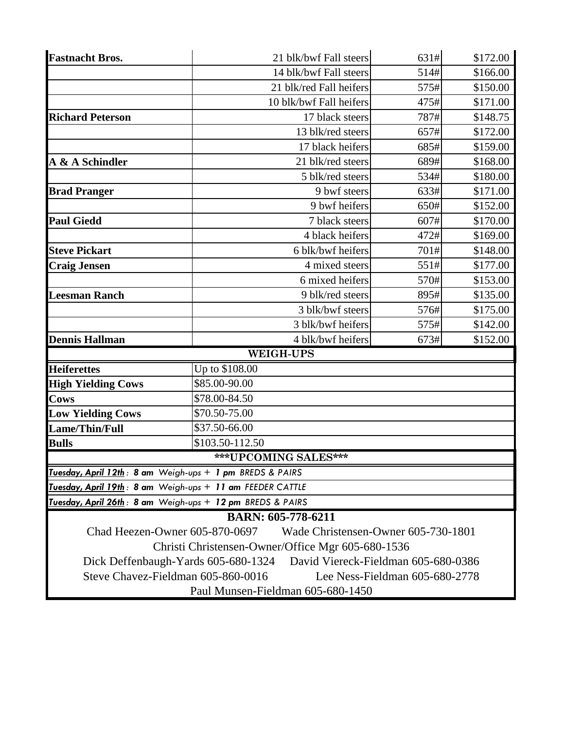| | | | |
|---|---|---|---|
| **Fastnacht Bros.** | 21 blk/bwf Fall steers | 631# | $172.00 |
| | 14 blk/bwf Fall steers | 514# | $166.00 |
| | 21 blk/red Fall heifers | 575# | $150.00 |
| | 10 blk/bwf Fall heifers | 475# | $171.00 |
| **Richard Peterson** | 17 black steers | 787# | $148.75 |
| | 13 blk/red steers | 657# | $172.00 |
| | 17 black heifers | 685# | $159.00 |
| **A & A Schindler** | 21 blk/red steers | 689# | $168.00 |
| | 5 blk/red steers | 534# | $180.00 |
| **Brad Pranger** | 9 bwf steers | 633# | $171.00 |
| | 9 bwf heifers | 650# | $152.00 |
| **Paul Giedd** | 7 black steers | 607# | $170.00 |
| | 4 black heifers | 472# | $169.00 |
| **Steve Pickart** | 6 blk/bwf heifers | 701# | $148.00 |
| **Craig Jensen** | 4 mixed steers | 551# | $177.00 |
| | 6 mixed heifers | 570# | $153.00 |
| **Leesman Ranch** | 9 blk/red steers | 895# | $135.00 |
| | 3 blk/bwf steers | 576# | $175.00 |
| | 3 blk/bwf heifers | 575# | $142.00 |
| **Dennis Hallman** | 4 blk/bwf heifers | 673# | $152.00 |

**WEIGH-UPS**

| | |
|---|---|
| **Heiferettes** | Up to $108.00 |
| **High Yielding Cows** | $85.00-90.00 |
| **Cows** | $78.00-84.50 |
| **Low Yielding Cows** | $70.50-75.00 |
| **Lame/Thin/Full** | $37.50-66.00 |
| **Bulls** | $103.50-112.50 |

**\*\*\*UPCOMING SALES\*\*\***

*Tuesday, April 12th* : **8 am** Weigh-ups + **1 pm** BREDS & PAIRS

*Tuesday, April 19th* : **8 am** Weigh-ups + **11 am** FEEDER CATTLE

*Tuesday, April 26th* : **8 am** Weigh-ups + **12 pm** BREDS & PAIRS

**BARN: 605-778-6211**

Chad Heezen-Owner 605-870-0697 Wade Christensen-Owner 605-730-1801

Christi Christensen-Owner/Office Mgr 605-680-1536

Dick Deffenbaugh-Yards 605-680-1324 David Viereck-Fieldman 605-680-0386

Steve Chavez-Fieldman 605-860-0016 Lee Ness-Fieldman 605-680-2778

Paul Munsen-Fieldman 605-680-1450